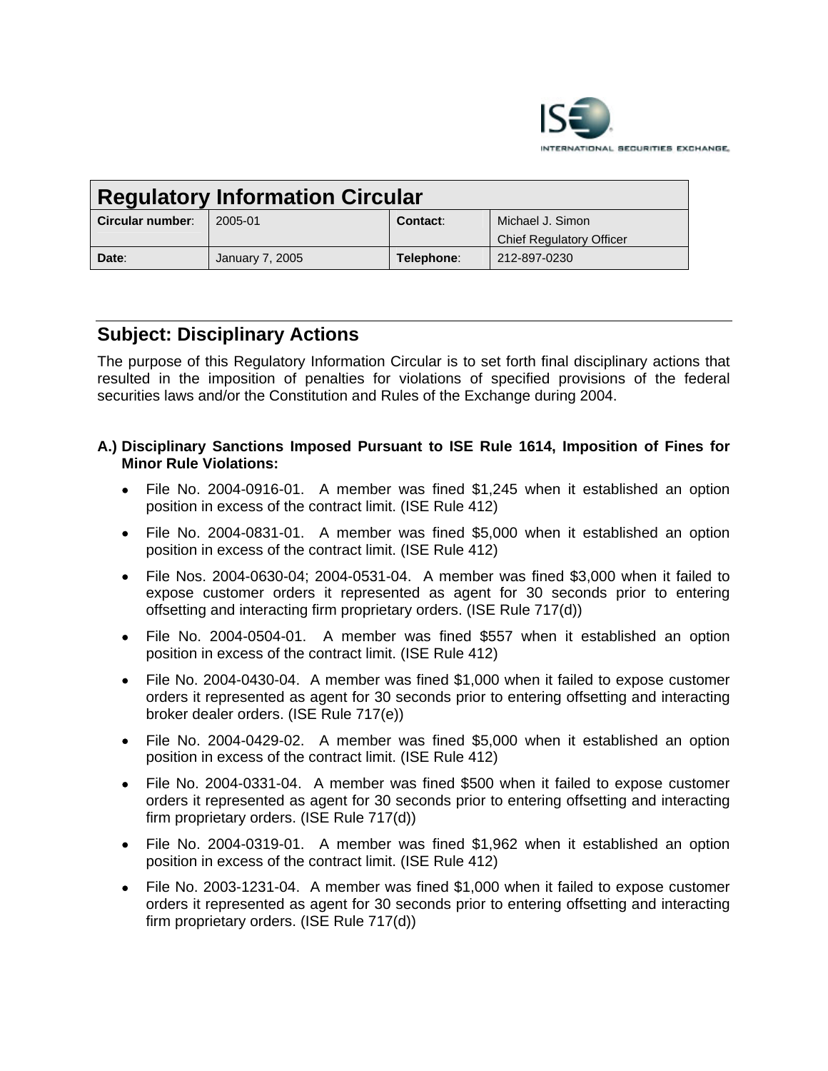## Regulatory Information Circular

| Circular number: | 2005-01 | Contact: | Michael J. Simon<br>Chief Regulatory Officer |
|---|---|---|---|
| Date: | January 7, 2005 | Telephone: | 212-897-0230 |

## Subject: Disciplinary Actions

The purpose of this Regulatory Information Circular is to set forth final disciplinary actions that resulted in the imposition of penalties for violations of specified provisions of the federal securities laws and/or the Constitution and Rules of the Exchange during 2004.

**A.) Disciplinary Sanctions Imposed Pursuant to ISE Rule 1614, Imposition of Fines for Minor Rule Violations:**

- File No. 2004-0916-01. A member was fined $1,245 when it established an option position in excess of the contract limit. (ISE Rule 412)
- File No. 2004-0831-01. A member was fined $5,000 when it established an option position in excess of the contract limit. (ISE Rule 412)
- File Nos. 2004-0630-04; 2004-0531-04. A member was fined $3,000 when it failed to expose customer orders it represented as agent for 30 seconds prior to entering offsetting and interacting firm proprietary orders. (ISE Rule 717(d))
- File No. 2004-0504-01. A member was fined $557 when it established an option position in excess of the contract limit. (ISE Rule 412)
- File No. 2004-0430-04. A member was fined $1,000 when it failed to expose customer orders it represented as agent for 30 seconds prior to entering offsetting and interacting broker dealer orders. (ISE Rule 717(e))
- File No. 2004-0429-02. A member was fined $5,000 when it established an option position in excess of the contract limit. (ISE Rule 412)
- File No. 2004-0331-04. A member was fined $500 when it failed to expose customer orders it represented as agent for 30 seconds prior to entering offsetting and interacting firm proprietary orders. (ISE Rule 717(d))
- File No. 2004-0319-01. A member was fined $1,962 when it established an option position in excess of the contract limit. (ISE Rule 412)
- File No. 2003-1231-04. A member was fined $1,000 when it failed to expose customer orders it represented as agent for 30 seconds prior to entering offsetting and interacting firm proprietary orders. (ISE Rule 717(d))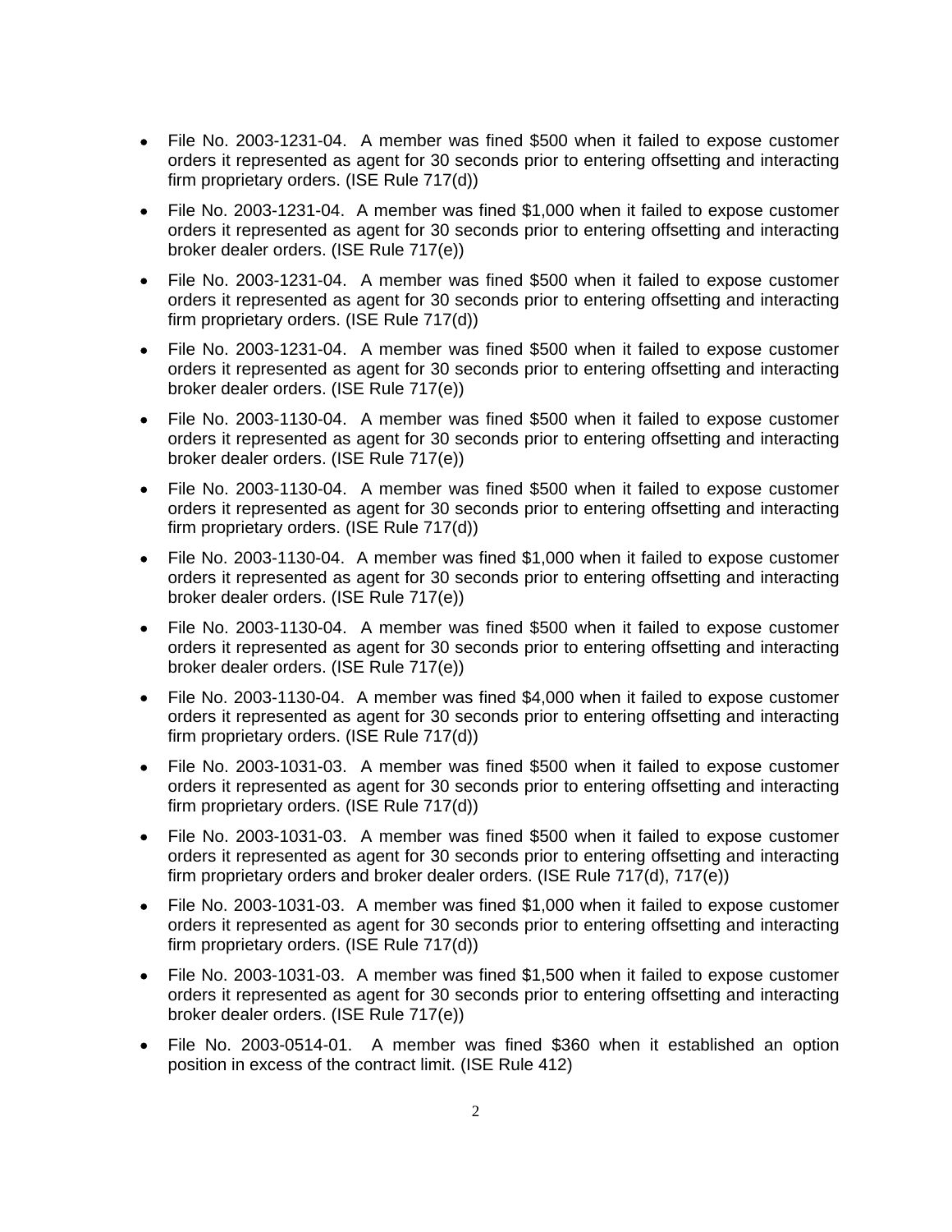- File No. 2003-1231-04. A member was fined $500 when it failed to expose customer orders it represented as agent for 30 seconds prior to entering offsetting and interacting firm proprietary orders. (ISE Rule 717(d))
- File No. 2003-1231-04. A member was fined $1,000 when it failed to expose customer orders it represented as agent for 30 seconds prior to entering offsetting and interacting broker dealer orders. (ISE Rule 717(e))
- File No. 2003-1231-04. A member was fined $500 when it failed to expose customer orders it represented as agent for 30 seconds prior to entering offsetting and interacting firm proprietary orders. (ISE Rule 717(d))
- File No. 2003-1231-04. A member was fined $500 when it failed to expose customer orders it represented as agent for 30 seconds prior to entering offsetting and interacting broker dealer orders. (ISE Rule 717(e))
- File No. 2003-1130-04. A member was fined $500 when it failed to expose customer orders it represented as agent for 30 seconds prior to entering offsetting and interacting broker dealer orders. (ISE Rule 717(e))
- File No. 2003-1130-04. A member was fined $500 when it failed to expose customer orders it represented as agent for 30 seconds prior to entering offsetting and interacting firm proprietary orders. (ISE Rule 717(d))
- File No. 2003-1130-04. A member was fined $1,000 when it failed to expose customer orders it represented as agent for 30 seconds prior to entering offsetting and interacting broker dealer orders. (ISE Rule 717(e))
- File No. 2003-1130-04. A member was fined $500 when it failed to expose customer orders it represented as agent for 30 seconds prior to entering offsetting and interacting broker dealer orders. (ISE Rule 717(e))
- File No. 2003-1130-04. A member was fined $4,000 when it failed to expose customer orders it represented as agent for 30 seconds prior to entering offsetting and interacting firm proprietary orders. (ISE Rule 717(d))
- File No. 2003-1031-03. A member was fined $500 when it failed to expose customer orders it represented as agent for 30 seconds prior to entering offsetting and interacting firm proprietary orders. (ISE Rule 717(d))
- File No. 2003-1031-03. A member was fined $500 when it failed to expose customer orders it represented as agent for 30 seconds prior to entering offsetting and interacting firm proprietary orders and broker dealer orders. (ISE Rule 717(d), 717(e))
- File No. 2003-1031-03. A member was fined $1,000 when it failed to expose customer orders it represented as agent for 30 seconds prior to entering offsetting and interacting firm proprietary orders. (ISE Rule 717(d))
- File No. 2003-1031-03. A member was fined $1,500 when it failed to expose customer orders it represented as agent for 30 seconds prior to entering offsetting and interacting broker dealer orders. (ISE Rule 717(e))
- File No. 2003-0514-01. A member was fined $360 when it established an option position in excess of the contract limit. (ISE Rule 412)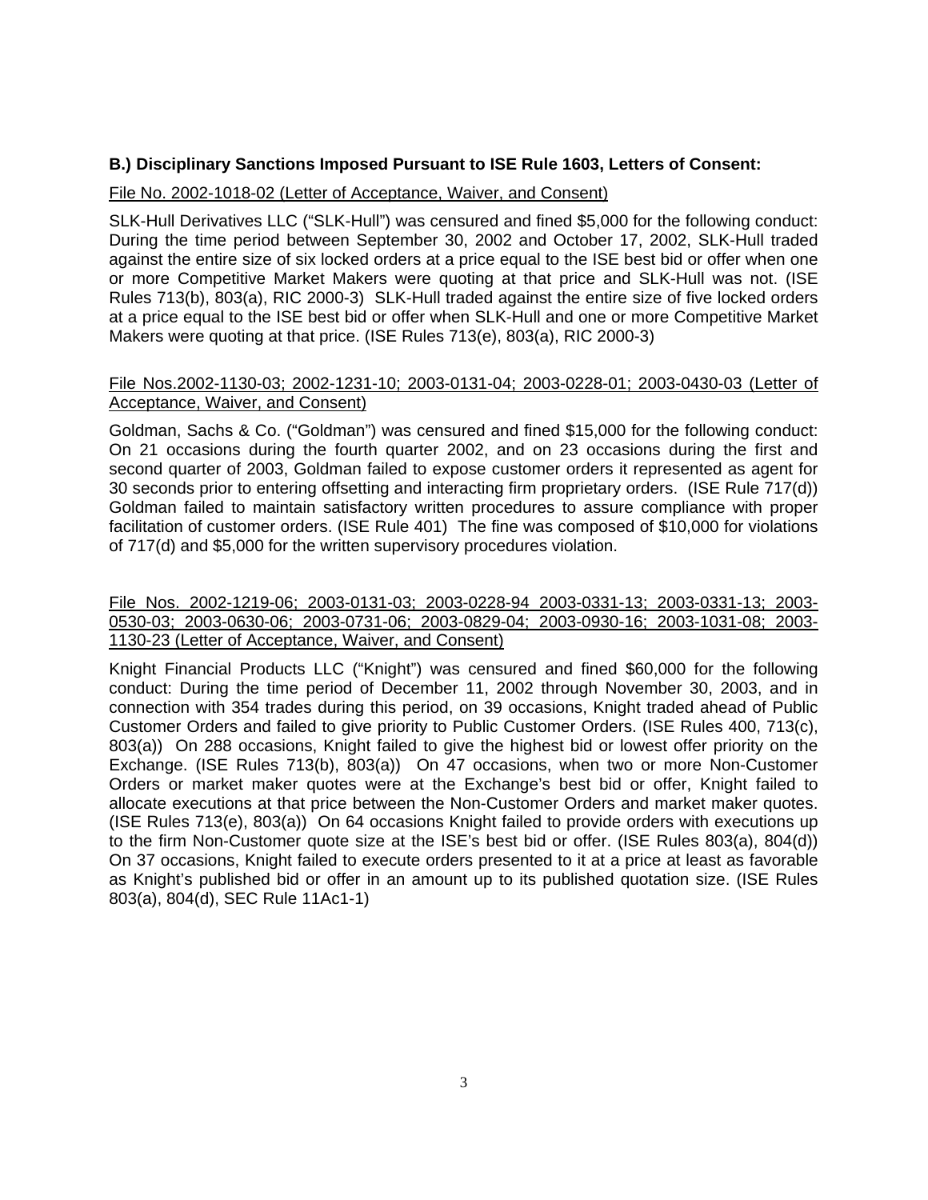### B.) Disciplinary Sanctions Imposed Pursuant to ISE Rule 1603, Letters of Consent:

File No. 2002-1018-02 (Letter of Acceptance, Waiver, and Consent)

SLK-Hull Derivatives LLC ("SLK-Hull") was censured and fined $5,000 for the following conduct: During the time period between September 30, 2002 and October 17, 2002, SLK-Hull traded against the entire size of six locked orders at a price equal to the ISE best bid or offer when one or more Competitive Market Makers were quoting at that price and SLK-Hull was not. (ISE Rules 713(b), 803(a), RIC 2000-3) SLK-Hull traded against the entire size of five locked orders at a price equal to the ISE best bid or offer when SLK-Hull and one or more Competitive Market Makers were quoting at that price. (ISE Rules 713(e), 803(a), RIC 2000-3)

File Nos.2002-1130-03; 2002-1231-10; 2003-0131-04; 2003-0228-01; 2003-0430-03 (Letter of Acceptance, Waiver, and Consent)

Goldman, Sachs & Co. ("Goldman") was censured and fined $15,000 for the following conduct: On 21 occasions during the fourth quarter 2002, and on 23 occasions during the first and second quarter of 2003, Goldman failed to expose customer orders it represented as agent for 30 seconds prior to entering offsetting and interacting firm proprietary orders. (ISE Rule 717(d)) Goldman failed to maintain satisfactory written procedures to assure compliance with proper facilitation of customer orders. (ISE Rule 401) The fine was composed of $10,000 for violations of 717(d) and $5,000 for the written supervisory procedures violation.

File Nos. 2002-1219-06; 2003-0131-03; 2003-0228-94 2003-0331-13; 2003-0331-13; 2003-0530-03; 2003-0630-06; 2003-0731-06; 2003-0829-04; 2003-0930-16; 2003-1031-08; 2003-1130-23 (Letter of Acceptance, Waiver, and Consent)

Knight Financial Products LLC ("Knight") was censured and fined $60,000 for the following conduct: During the time period of December 11, 2002 through November 30, 2003, and in connection with 354 trades during this period, on 39 occasions, Knight traded ahead of Public Customer Orders and failed to give priority to Public Customer Orders. (ISE Rules 400, 713(c), 803(a)) On 288 occasions, Knight failed to give the highest bid or lowest offer priority on the Exchange. (ISE Rules 713(b), 803(a)) On 47 occasions, when two or more Non-Customer Orders or market maker quotes were at the Exchange's best bid or offer, Knight failed to allocate executions at that price between the Non-Customer Orders and market maker quotes. (ISE Rules 713(e), 803(a)) On 64 occasions Knight failed to provide orders with executions up to the firm Non-Customer quote size at the ISE's best bid or offer. (ISE Rules 803(a), 804(d)) On 37 occasions, Knight failed to execute orders presented to it at a price at least as favorable as Knight's published bid or offer in an amount up to its published quotation size. (ISE Rules 803(a), 804(d), SEC Rule 11Ac1-1)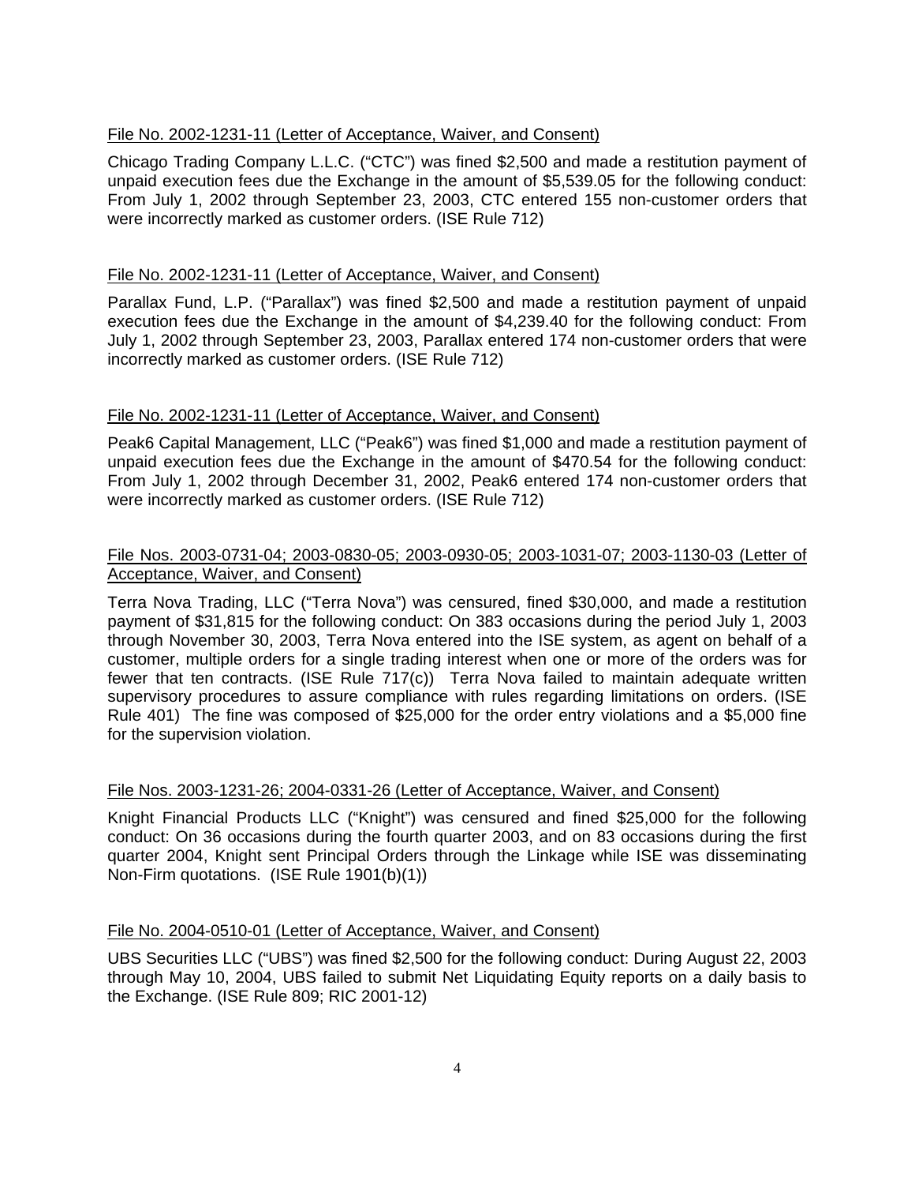File No. 2002-1231-11 (Letter of Acceptance, Waiver, and Consent)

Chicago Trading Company L.L.C. ("CTC") was fined $2,500 and made a restitution payment of unpaid execution fees due the Exchange in the amount of $5,539.05 for the following conduct: From July 1, 2002 through September 23, 2003, CTC entered 155 non-customer orders that were incorrectly marked as customer orders. (ISE Rule 712)

File No. 2002-1231-11 (Letter of Acceptance, Waiver, and Consent)

Parallax Fund, L.P. ("Parallax") was fined $2,500 and made a restitution payment of unpaid execution fees due the Exchange in the amount of $4,239.40 for the following conduct: From July 1, 2002 through September 23, 2003, Parallax entered 174 non-customer orders that were incorrectly marked as customer orders. (ISE Rule 712)

File No. 2002-1231-11 (Letter of Acceptance, Waiver, and Consent)

Peak6 Capital Management, LLC ("Peak6") was fined $1,000 and made a restitution payment of unpaid execution fees due the Exchange in the amount of $470.54 for the following conduct: From July 1, 2002 through December 31, 2002, Peak6 entered 174 non-customer orders that were incorrectly marked as customer orders. (ISE Rule 712)

File Nos. 2003-0731-04; 2003-0830-05; 2003-0930-05; 2003-1031-07; 2003-1130-03 (Letter of Acceptance, Waiver, and Consent)

Terra Nova Trading, LLC ("Terra Nova") was censured, fined $30,000, and made a restitution payment of $31,815 for the following conduct: On 383 occasions during the period July 1, 2003 through November 30, 2003, Terra Nova entered into the ISE system, as agent on behalf of a customer, multiple orders for a single trading interest when one or more of the orders was for fewer that ten contracts. (ISE Rule 717(c)) Terra Nova failed to maintain adequate written supervisory procedures to assure compliance with rules regarding limitations on orders. (ISE Rule 401) The fine was composed of $25,000 for the order entry violations and a $5,000 fine for the supervision violation.

File Nos. 2003-1231-26; 2004-0331-26 (Letter of Acceptance, Waiver, and Consent)

Knight Financial Products LLC ("Knight") was censured and fined $25,000 for the following conduct: On 36 occasions during the fourth quarter 2003, and on 83 occasions during the first quarter 2004, Knight sent Principal Orders through the Linkage while ISE was disseminating Non-Firm quotations. (ISE Rule 1901(b)(1))

File No. 2004-0510-01 (Letter of Acceptance, Waiver, and Consent)

UBS Securities LLC ("UBS") was fined $2,500 for the following conduct: During August 22, 2003 through May 10, 2004, UBS failed to submit Net Liquidating Equity reports on a daily basis to the Exchange. (ISE Rule 809; RIC 2001-12)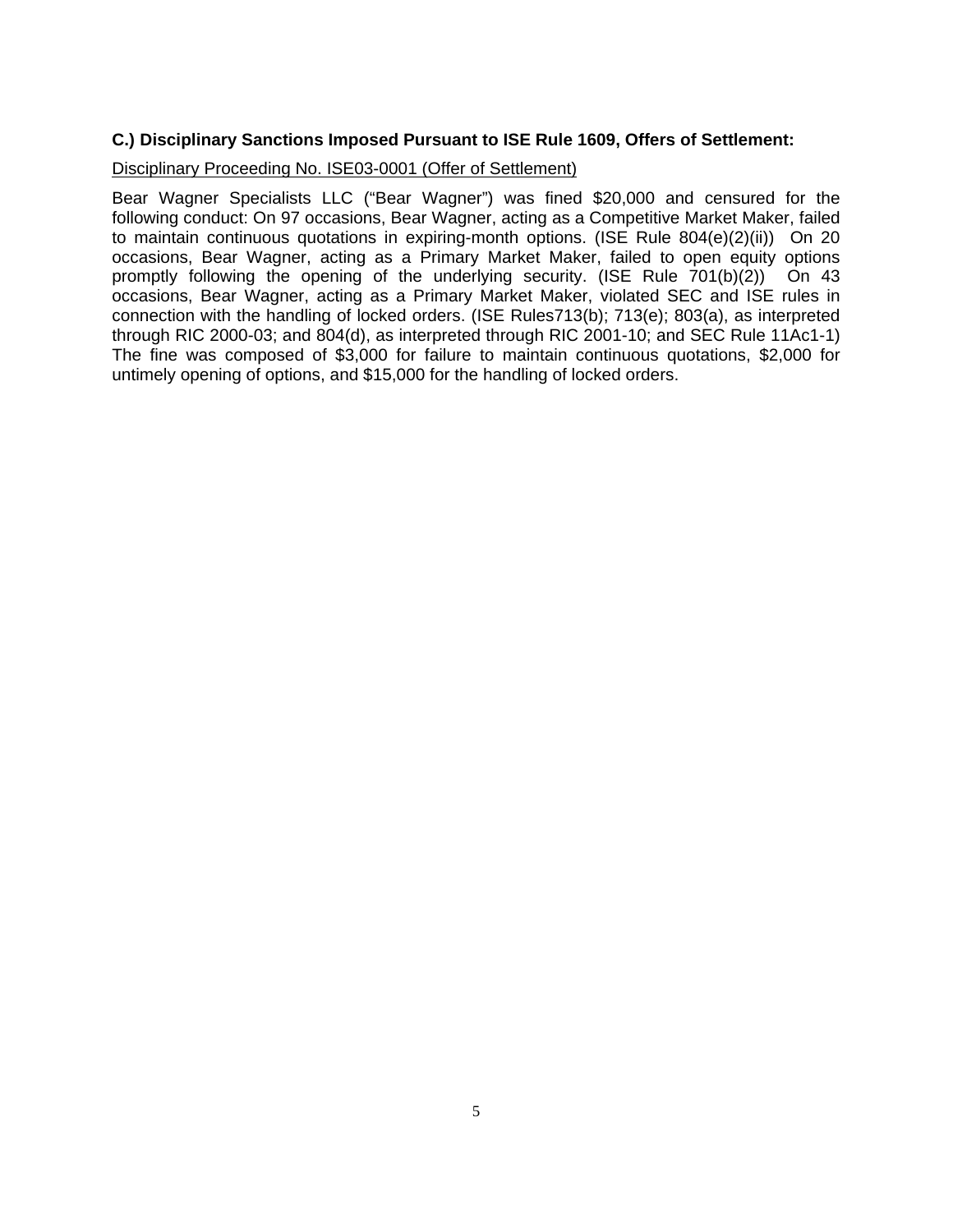**C.) Disciplinary Sanctions Imposed Pursuant to ISE Rule 1609, Offers of Settlement:**

<u>Disciplinary Proceeding No. ISE03-0001 (Offer of Settlement)</u>

Bear Wagner Specialists LLC ("Bear Wagner") was fined $20,000 and censured for the following conduct: On 97 occasions, Bear Wagner, acting as a Competitive Market Maker, failed to maintain continuous quotations in expiring-month options. (ISE Rule 804(e)(2)(ii)) On 20 occasions, Bear Wagner, acting as a Primary Market Maker, failed to open equity options promptly following the opening of the underlying security. (ISE Rule 701(b)(2)) On 43 occasions, Bear Wagner, acting as a Primary Market Maker, violated SEC and ISE rules in connection with the handling of locked orders. (ISE Rules713(b); 713(e); 803(a), as interpreted through RIC 2000-03; and 804(d), as interpreted through RIC 2001-10; and SEC Rule 11Ac1-1) The fine was composed of $3,000 for failure to maintain continuous quotations, $2,000 for untimely opening of options, and $15,000 for the handling of locked orders.